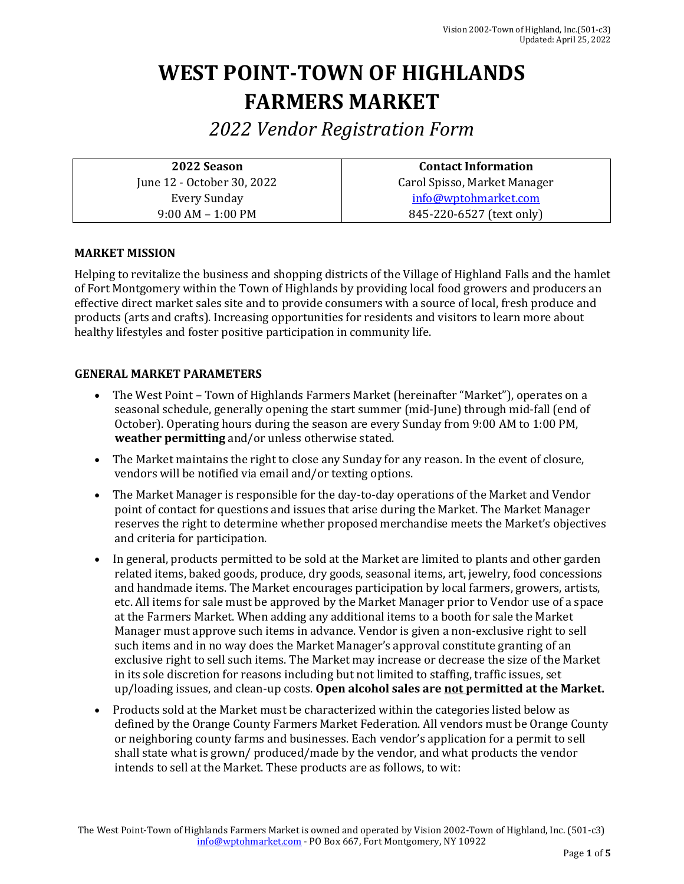# WEST POINT-TOWN OF HIGHLANDS FARMERS MARKET

## *2022 Vendor Registration Form*

| 2022 Season | Contact Information |
|---|---|
| June 12 - October 30, 2022 | Carol Spisso, Market Manager |
| Every Sunday | info@wptohmarket.com |
| 9:00 AM – 1:00 PM | 845-220-6527 (text only) |

### MARKET MISSION

Helping to revitalize the business and shopping districts of the Village of Highland Falls and the hamlet of Fort Montgomery within the Town of Highlands by providing local food growers and producers an effective direct market sales site and to provide consumers with a source of local, fresh produce and products (arts and crafts). Increasing opportunities for residents and visitors to learn more about healthy lifestyles and foster positive participation in community life.

### GENERAL MARKET PARAMETERS

- The West Point – Town of Highlands Farmers Market (hereinafter "Market"), operates on a seasonal schedule, generally opening the start summer (mid-June) through mid-fall (end of October). Operating hours during the season are every Sunday from 9:00 AM to 1:00 PM, **weather permitting** and/or unless otherwise stated.
- The Market maintains the right to close any Sunday for any reason. In the event of closure, vendors will be notified via email and/or texting options.
- The Market Manager is responsible for the day-to-day operations of the Market and Vendor point of contact for questions and issues that arise during the Market. The Market Manager reserves the right to determine whether proposed merchandise meets the Market's objectives and criteria for participation.
- In general, products permitted to be sold at the Market are limited to plants and other garden related items, baked goods, produce, dry goods, seasonal items, art, jewelry, food concessions and handmade items. The Market encourages participation by local farmers, growers, artists, etc. All items for sale must be approved by the Market Manager prior to Vendor use of a space at the Farmers Market. When adding any additional items to a booth for sale the Market Manager must approve such items in advance. Vendor is given a non-exclusive right to sell such items and in no way does the Market Manager's approval constitute granting of an exclusive right to sell such items. The Market may increase or decrease the size of the Market in its sole discretion for reasons including but not limited to staffing, traffic issues, set up/loading issues, and clean-up costs. **Open alcohol sales are <u>not</u> permitted at the Market.**
- Products sold at the Market must be characterized within the categories listed below as defined by the Orange County Farmers Market Federation. All vendors must be Orange County or neighboring county farms and businesses. Each vendor's application for a permit to sell shall state what is grown/ produced/made by the vendor, and what products the vendor intends to sell at the Market. These products are as follows, to wit:

The West Point-Town of Highlands Farmers Market is owned and operated by Vision 2002-Town of Highland, Inc. (501-c3)
info@wptohmarket.com - PO Box 667, Fort Montgomery, NY 10922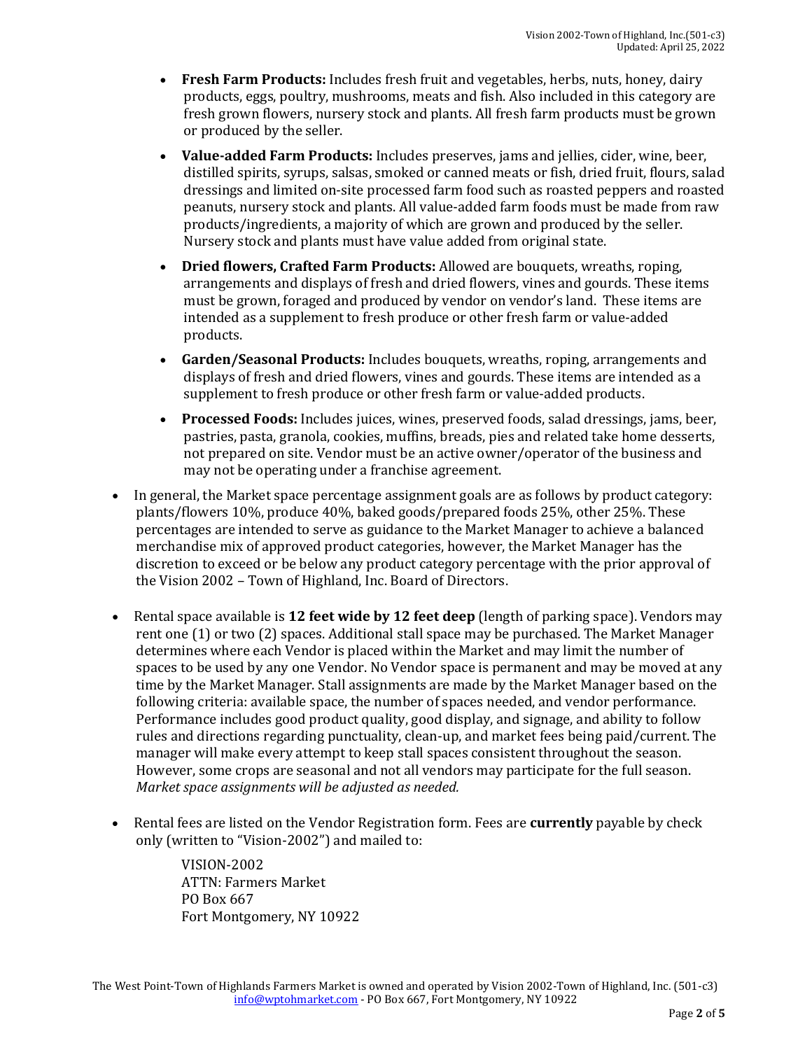- **Fresh Farm Products:** Includes fresh fruit and vegetables, herbs, nuts, honey, dairy products, eggs, poultry, mushrooms, meats and fish. Also included in this category are fresh grown flowers, nursery stock and plants. All fresh farm products must be grown or produced by the seller.
- **Value-added Farm Products:** Includes preserves, jams and jellies, cider, wine, beer, distilled spirits, syrups, salsas, smoked or canned meats or fish, dried fruit, flours, salad dressings and limited on-site processed farm food such as roasted peppers and roasted peanuts, nursery stock and plants. All value-added farm foods must be made from raw products/ingredients, a majority of which are grown and produced by the seller. Nursery stock and plants must have value added from original state.
- **Dried flowers, Crafted Farm Products:** Allowed are bouquets, wreaths, roping, arrangements and displays of fresh and dried flowers, vines and gourds. These items must be grown, foraged and produced by vendor on vendor's land. These items are intended as a supplement to fresh produce or other fresh farm or value-added products.
- **Garden/Seasonal Products:** Includes bouquets, wreaths, roping, arrangements and displays of fresh and dried flowers, vines and gourds. These items are intended as a supplement to fresh produce or other fresh farm or value-added products.
- **Processed Foods:** Includes juices, wines, preserved foods, salad dressings, jams, beer, pastries, pasta, granola, cookies, muffins, breads, pies and related take home desserts, not prepared on site. Vendor must be an active owner/operator of the business and may not be operating under a franchise agreement.

- In general, the Market space percentage assignment goals are as follows by product category: plants/flowers 10%, produce 40%, baked goods/prepared foods 25%, other 25%. These percentages are intended to serve as guidance to the Market Manager to achieve a balanced merchandise mix of approved product categories, however, the Market Manager has the discretion to exceed or be below any product category percentage with the prior approval of the Vision 2002 – Town of Highland, Inc. Board of Directors.

- Rental space available is **12 feet wide by 12 feet deep** (length of parking space). Vendors may rent one (1) or two (2) spaces. Additional stall space may be purchased. The Market Manager determines where each Vendor is placed within the Market and may limit the number of spaces to be used by any one Vendor. No Vendor space is permanent and may be moved at any time by the Market Manager. Stall assignments are made by the Market Manager based on the following criteria: available space, the number of spaces needed, and vendor performance. Performance includes good product quality, good display, and signage, and ability to follow rules and directions regarding punctuality, clean-up, and market fees being paid/current. The manager will make every attempt to keep stall spaces consistent throughout the season. However, some crops are seasonal and not all vendors may participate for the full season. *Market space assignments will be adjusted as needed.*

- Rental fees are listed on the Vendor Registration form. Fees are **currently** payable by check only (written to "Vision-2002") and mailed to:

  VISION-2002
  ATTN: Farmers Market
  PO Box 667
  Fort Montgomery, NY 10922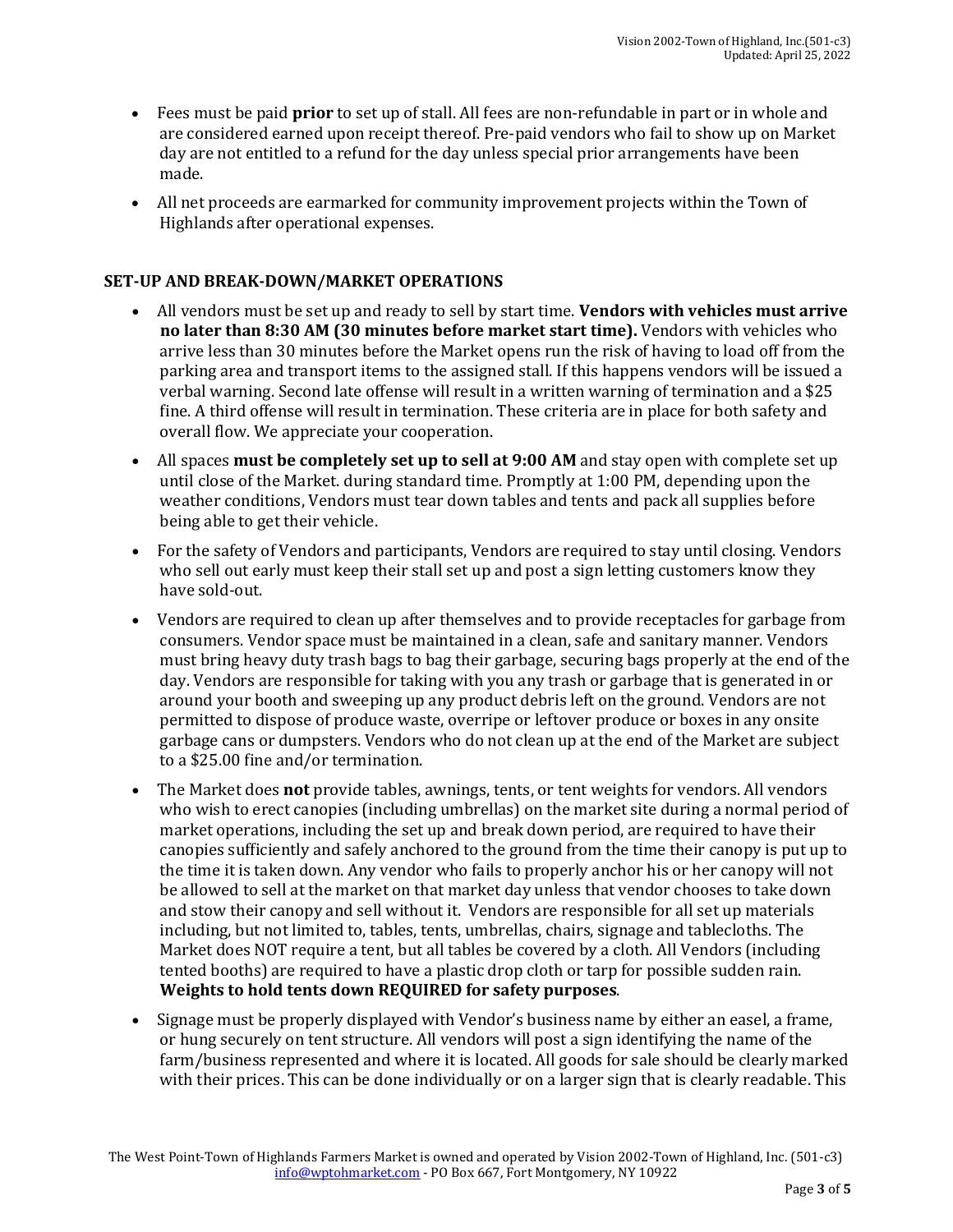- Fees must be paid **prior** to set up of stall. All fees are non-refundable in part or in whole and are considered earned upon receipt thereof. Pre-paid vendors who fail to show up on Market day are not entitled to a refund for the day unless special prior arrangements have been made.
- All net proceeds are earmarked for community improvement projects within the Town of Highlands after operational expenses.

## SET-UP AND BREAK-DOWN/MARKET OPERATIONS

- All vendors must be set up and ready to sell by start time. **Vendors with vehicles must arrive no later than 8:30 AM (30 minutes before market start time).** Vendors with vehicles who arrive less than 30 minutes before the Market opens run the risk of having to load off from the parking area and transport items to the assigned stall. If this happens vendors will be issued a verbal warning. Second late offense will result in a written warning of termination and a $25 fine. A third offense will result in termination. These criteria are in place for both safety and overall flow. We appreciate your cooperation.
- All spaces **must be completely set up to sell at 9:00 AM** and stay open with complete set up until close of the Market. during standard time. Promptly at 1:00 PM, depending upon the weather conditions, Vendors must tear down tables and tents and pack all supplies before being able to get their vehicle.
- For the safety of Vendors and participants, Vendors are required to stay until closing. Vendors who sell out early must keep their stall set up and post a sign letting customers know they have sold-out.
- Vendors are required to clean up after themselves and to provide receptacles for garbage from consumers. Vendor space must be maintained in a clean, safe and sanitary manner. Vendors must bring heavy duty trash bags to bag their garbage, securing bags properly at the end of the day. Vendors are responsible for taking with you any trash or garbage that is generated in or around your booth and sweeping up any product debris left on the ground. Vendors are not permitted to dispose of produce waste, overripe or leftover produce or boxes in any onsite garbage cans or dumpsters. Vendors who do not clean up at the end of the Market are subject to a $25.00 fine and/or termination.
- The Market does **not** provide tables, awnings, tents, or tent weights for vendors. All vendors who wish to erect canopies (including umbrellas) on the market site during a normal period of market operations, including the set up and break down period, are required to have their canopies sufficiently and safely anchored to the ground from the time their canopy is put up to the time it is taken down. Any vendor who fails to properly anchor his or her canopy will not be allowed to sell at the market on that market day unless that vendor chooses to take down and stow their canopy and sell without it. Vendors are responsible for all set up materials including, but not limited to, tables, tents, umbrellas, chairs, signage and tablecloths. The Market does NOT require a tent, but all tables be covered by a cloth. All Vendors (including tented booths) are required to have a plastic drop cloth or tarp for possible sudden rain. **Weights to hold tents down REQUIRED for safety purposes**.
- Signage must be properly displayed with Vendor's business name by either an easel, a frame, or hung securely on tent structure. All vendors will post a sign identifying the name of the farm/business represented and where it is located. All goods for sale should be clearly marked with their prices. This can be done individually or on a larger sign that is clearly readable. This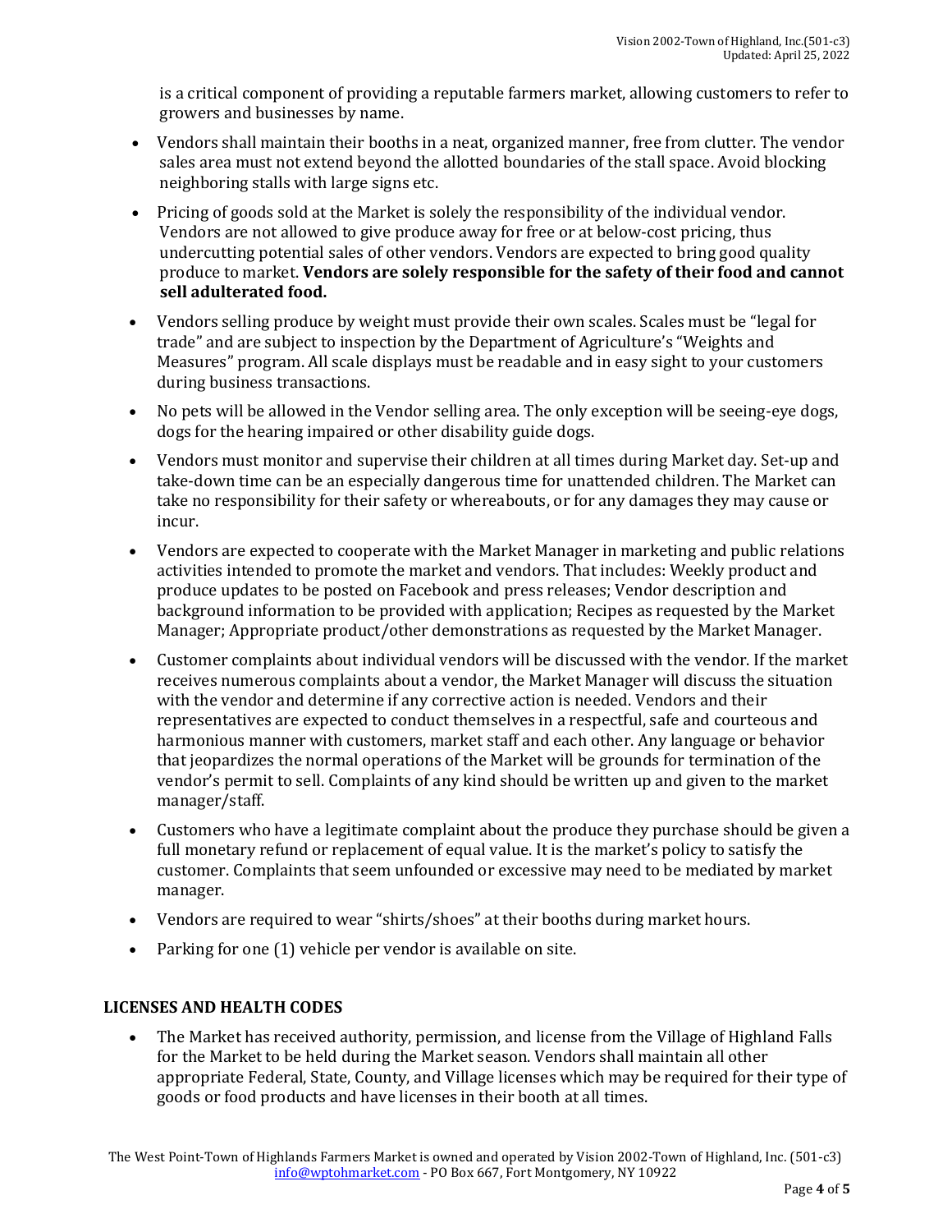is a critical component of providing a reputable farmers market, allowing customers to refer to growers and businesses by name.

- Vendors shall maintain their booths in a neat, organized manner, free from clutter. The vendor sales area must not extend beyond the allotted boundaries of the stall space. Avoid blocking neighboring stalls with large signs etc.
- Pricing of goods sold at the Market is solely the responsibility of the individual vendor. Vendors are not allowed to give produce away for free or at below-cost pricing, thus undercutting potential sales of other vendors. Vendors are expected to bring good quality produce to market. **Vendors are solely responsible for the safety of their food and cannot sell adulterated food.**
- Vendors selling produce by weight must provide their own scales. Scales must be "legal for trade" and are subject to inspection by the Department of Agriculture's "Weights and Measures" program. All scale displays must be readable and in easy sight to your customers during business transactions.
- No pets will be allowed in the Vendor selling area. The only exception will be seeing-eye dogs, dogs for the hearing impaired or other disability guide dogs.
- Vendors must monitor and supervise their children at all times during Market day. Set-up and take-down time can be an especially dangerous time for unattended children. The Market can take no responsibility for their safety or whereabouts, or for any damages they may cause or incur.
- Vendors are expected to cooperate with the Market Manager in marketing and public relations activities intended to promote the market and vendors. That includes: Weekly product and produce updates to be posted on Facebook and press releases; Vendor description and background information to be provided with application; Recipes as requested by the Market Manager; Appropriate product/other demonstrations as requested by the Market Manager.
- Customer complaints about individual vendors will be discussed with the vendor. If the market receives numerous complaints about a vendor, the Market Manager will discuss the situation with the vendor and determine if any corrective action is needed. Vendors and their representatives are expected to conduct themselves in a respectful, safe and courteous and harmonious manner with customers, market staff and each other. Any language or behavior that jeopardizes the normal operations of the Market will be grounds for termination of the vendor's permit to sell. Complaints of any kind should be written up and given to the market manager/staff.
- Customers who have a legitimate complaint about the produce they purchase should be given a full monetary refund or replacement of equal value. It is the market's policy to satisfy the customer. Complaints that seem unfounded or excessive may need to be mediated by market manager.
- Vendors are required to wear "shirts/shoes" at their booths during market hours.
- Parking for one (1) vehicle per vendor is available on site.

## LICENSES AND HEALTH CODES

- The Market has received authority, permission, and license from the Village of Highland Falls for the Market to be held during the Market season. Vendors shall maintain all other appropriate Federal, State, County, and Village licenses which may be required for their type of goods or food products and have licenses in their booth at all times.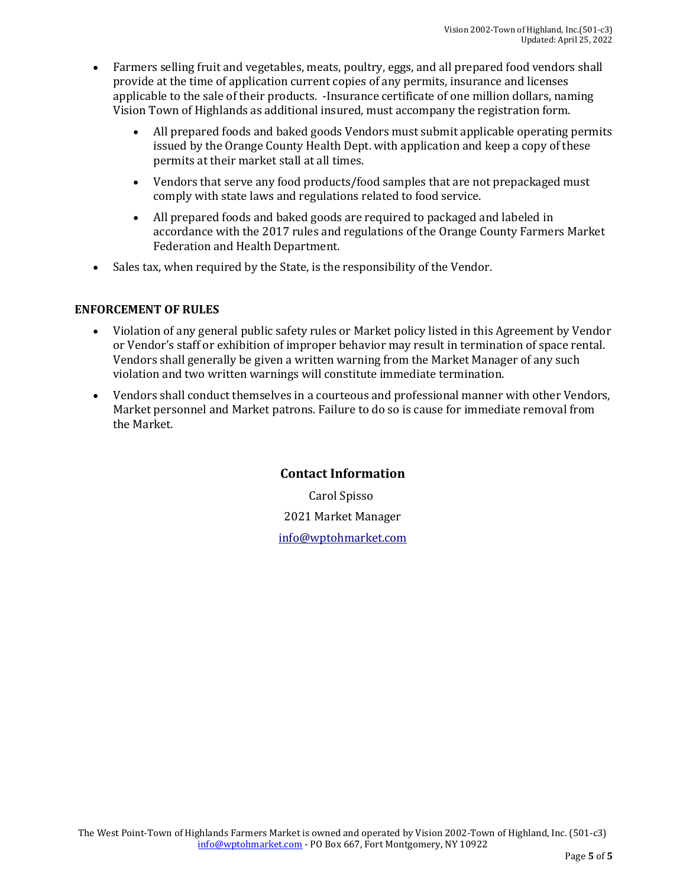- Farmers selling fruit and vegetables, meats, poultry, eggs, and all prepared food vendors shall provide at the time of application current copies of any permits, insurance and licenses applicable to the sale of their products. -Insurance certificate of one million dollars, naming Vision Town of Highlands as additional insured, must accompany the registration form.
    - All prepared foods and baked goods Vendors must submit applicable operating permits issued by the Orange County Health Dept. with application and keep a copy of these permits at their market stall at all times.
    - Vendors that serve any food products/food samples that are not prepackaged must comply with state laws and regulations related to food service.
    - All prepared foods and baked goods are required to packaged and labeled in accordance with the 2017 rules and regulations of the Orange County Farmers Market Federation and Health Department.
- Sales tax, when required by the State, is the responsibility of the Vendor.

**ENFORCEMENT OF RULES**

- Violation of any general public safety rules or Market policy listed in this Agreement by Vendor or Vendor's staff or exhibition of improper behavior may result in termination of space rental. Vendors shall generally be given a written warning from the Market Manager of any such violation and two written warnings will constitute immediate termination.
- Vendors shall conduct themselves in a courteous and professional manner with other Vendors, Market personnel and Market patrons. Failure to do so is cause for immediate removal from the Market.

## Contact Information

Carol Spisso

2021 Market Manager

info@wptohmarket.com

The West Point-Town of Highlands Farmers Market is owned and operated by Vision 2002-Town of Highland, Inc. (501-c3)
info@wptohmarket.com - PO Box 667, Fort Montgomery, NY 10922